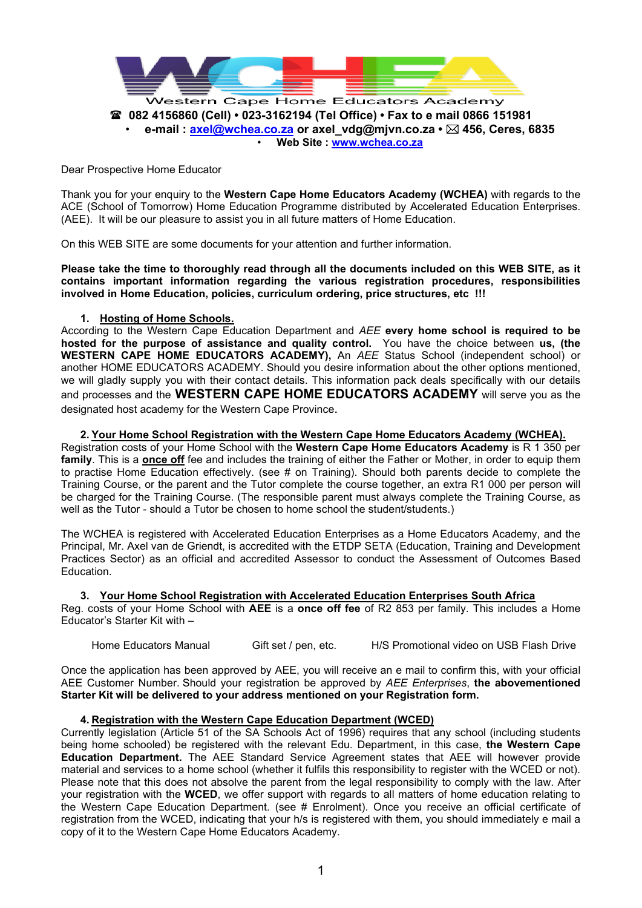WCHEA

Western Cape Home Educators Academy

☎ 082 4156860 (Cell) • 023-3162194 (Tel Office) • Fax to e mail 0866 151981
• e-mail : axel@wchea.co.za or axel_vdg@mjvn.co.za • ✉ 456, Ceres, 6835
• Web Site : www.wchea.co.za

Dear Prospective Home Educator

Thank you for your enquiry to the **Western Cape Home Educators Academy (WCHEA)** with regards to the ACE (School of Tomorrow) Home Education Programme distributed by Accelerated Education Enterprises. (AEE). It will be our pleasure to assist you in all future matters of Home Education.

On this WEB SITE are some documents for your attention and further information.

**Please take the time to thoroughly read through all the documents included on this WEB SITE, as it contains important information regarding the various registration procedures, responsibilities involved in Home Education, policies, curriculum ordering, price structures, etc !!!**

**1. Hosting of Home Schools.**

According to the Western Cape Education Department and *AEE* **every home school is required to be hosted for the purpose of assistance and quality control.** You have the choice between **us, (the WESTERN CAPE HOME EDUCATORS ACADEMY),** An *AEE* Status School (independent school) or another HOME EDUCATORS ACADEMY. Should you desire information about the other options mentioned, we will gladly supply you with their contact details. This information pack deals specifically with our details and processes and the **WESTERN CAPE HOME EDUCATORS ACADEMY** will serve you as the designated host academy for the Western Cape Province.

**2. Your Home School Registration with the Western Cape Home Educators Academy (WCHEA).**

Registration costs of your Home School with the **Western Cape Home Educators Academy** is R 1 350 per **family**. This is a **once off** fee and includes the training of either the Father or Mother, in order to equip them to practise Home Education effectively. (see # on Training). Should both parents decide to complete the Training Course, or the parent and the Tutor complete the course together, an extra R1 000 per person will be charged for the Training Course. (The responsible parent must always complete the Training Course, as well as the Tutor - should a Tutor be chosen to home school the student/students.)

The WCHEA is registered with Accelerated Education Enterprises as a Home Educators Academy, and the Principal, Mr. Axel van de Griendt, is accredited with the ETDP SETA (Education, Training and Development Practices Sector) as an official and accredited Assessor to conduct the Assessment of Outcomes Based Education.

**3. Your Home School Registration with Accelerated Education Enterprises South Africa**

Reg. costs of your Home School with **AEE** is a **once off fee** of R2 853 per family. This includes a Home Educator's Starter Kit with –

Home Educators Manual Gift set / pen, etc. H/S Promotional video on USB Flash Drive

Once the application has been approved by AEE, you will receive an e mail to confirm this, with your official AEE Customer Number. Should your registration be approved by *AEE Enterprises*, **the abovementioned Starter Kit will be delivered to your address mentioned on your Registration form.**

**4. Registration with the Western Cape Education Department (WCED)**

Currently legislation (Article 51 of the SA Schools Act of 1996) requires that any school (including students being home schooled) be registered with the relevant Edu. Department, in this case, **the Western Cape Education Department.** The AEE Standard Service Agreement states that AEE will however provide material and services to a home school (whether it fulfils this responsibility to register with the WCED or not). Please note that this does not absolve the parent from the legal responsibility to comply with the law. After your registration with the **WCED**, we offer support with regards to all matters of home education relating to the Western Cape Education Department. (see # Enrolment). Once you receive an official certificate of registration from the WCED, indicating that your h/s is registered with them, you should immediately e mail a copy of it to the Western Cape Home Educators Academy.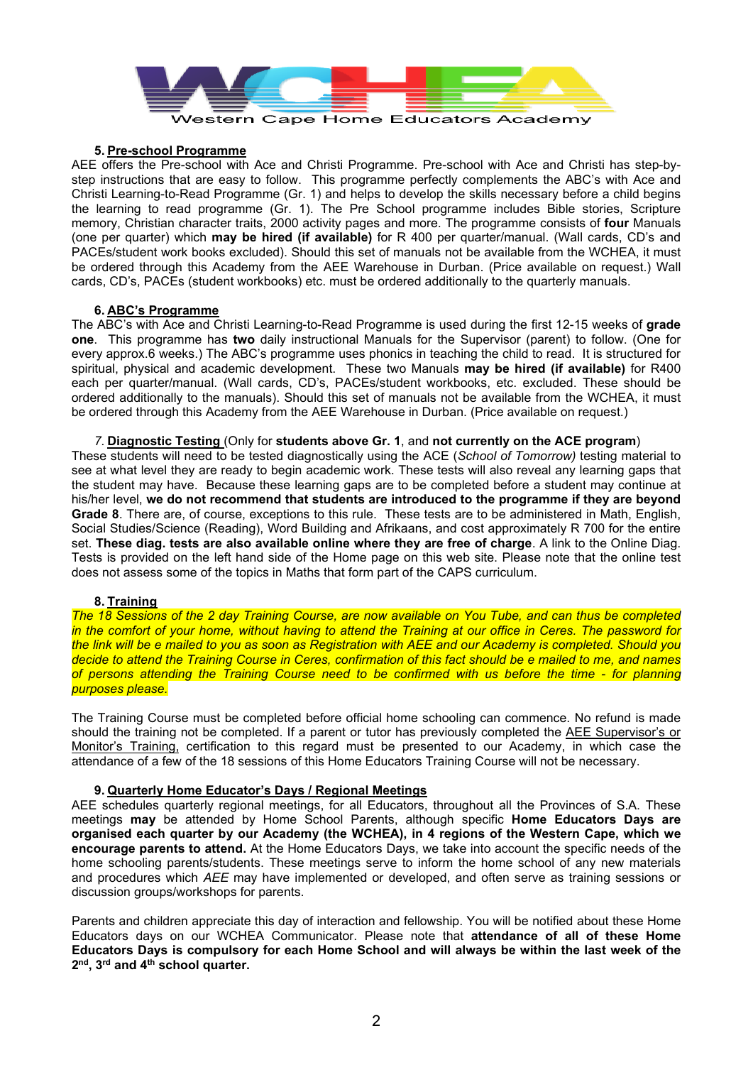### 5. Pre-school Programme

AEE offers the Pre-school with Ace and Christi Programme. Pre-school with Ace and Christi has step-by-step instructions that are easy to follow. This programme perfectly complements the ABC's with Ace and Christi Learning-to-Read Programme (Gr. 1) and helps to develop the skills necessary before a child begins the learning to read programme (Gr. 1). The Pre School programme includes Bible stories, Scripture memory, Christian character traits, 2000 activity pages and more. The programme consists of **four** Manuals (one per quarter) which **may be hired (if available)** for R 400 per quarter/manual. (Wall cards, CD's and PACEs/student work books excluded). Should this set of manuals not be available from the WCHEA, it must be ordered through this Academy from the AEE Warehouse in Durban. (Price available on request.) Wall cards, CD's, PACEs (student workbooks) etc. must be ordered additionally to the quarterly manuals.

### 6. ABC's Programme

The ABC's with Ace and Christi Learning-to-Read Programme is used during the first 12-15 weeks of **grade one**. This programme has **two** daily instructional Manuals for the Supervisor (parent) to follow. (One for every approx.6 weeks.) The ABC's programme uses phonics in teaching the child to read. It is structured for spiritual, physical and academic development. These two Manuals **may be hired (if available)** for R400 each per quarter/manual. (Wall cards, CD's, PACEs/student workbooks, etc. excluded. These should be ordered additionally to the manuals). Should this set of manuals not be available from the WCHEA, it must be ordered through this Academy from the AEE Warehouse in Durban. (Price available on request.)

### 7. Diagnostic Testing (Only for **students above Gr. 1**, and **not currently on the ACE program**)

These students will need to be tested diagnostically using the ACE (*School of Tomorrow)* testing material to see at what level they are ready to begin academic work. These tests will also reveal any learning gaps that the student may have. Because these learning gaps are to be completed before a student may continue at his/her level, **we do not recommend that students are introduced to the programme if they are beyond Grade 8**. There are, of course, exceptions to this rule. These tests are to be administered in Math, English, Social Studies/Science (Reading), Word Building and Afrikaans, and cost approximately R 700 for the entire set. **These diag. tests are also available online where they are free of charge**. A link to the Online Diag. Tests is provided on the left hand side of the Home page on this web site. Please note that the online test does not assess some of the topics in Maths that form part of the CAPS curriculum.

### 8. Training

*The 18 Sessions of the 2 day Training Course, are now available on You Tube, and can thus be completed in the comfort of your home, without having to attend the Training at our office in Ceres. The password for the link will be e mailed to you as soon as Registration with AEE and our Academy is completed. Should you decide to attend the Training Course in Ceres, confirmation of this fact should be e mailed to me, and names of persons attending the Training Course need to be confirmed with us before the time - for planning purposes please.*

The Training Course must be completed before official home schooling can commence. No refund is made should the training not be completed. If a parent or tutor has previously completed the AEE Supervisor's or Monitor's Training, certification to this regard must be presented to our Academy, in which case the attendance of a few of the 18 sessions of this Home Educators Training Course will not be necessary.

### 9. Quarterly Home Educator's Days / Regional Meetings

AEE schedules quarterly regional meetings, for all Educators, throughout all the Provinces of S.A. These meetings **may** be attended by Home School Parents, although specific **Home Educators Days are organised each quarter by our Academy (the WCHEA), in 4 regions of the Western Cape, which we encourage parents to attend.** At the Home Educators Days, we take into account the specific needs of the home schooling parents/students. These meetings serve to inform the home school of any new materials and procedures which *AEE* may have implemented or developed, and often serve as training sessions or discussion groups/workshops for parents.

Parents and children appreciate this day of interaction and fellowship. You will be notified about these Home Educators days on our WCHEA Communicator. Please note that **attendance of all of these Home Educators Days is compulsory for each Home School and will always be within the last week of the 2nd, 3rd and 4th school quarter.**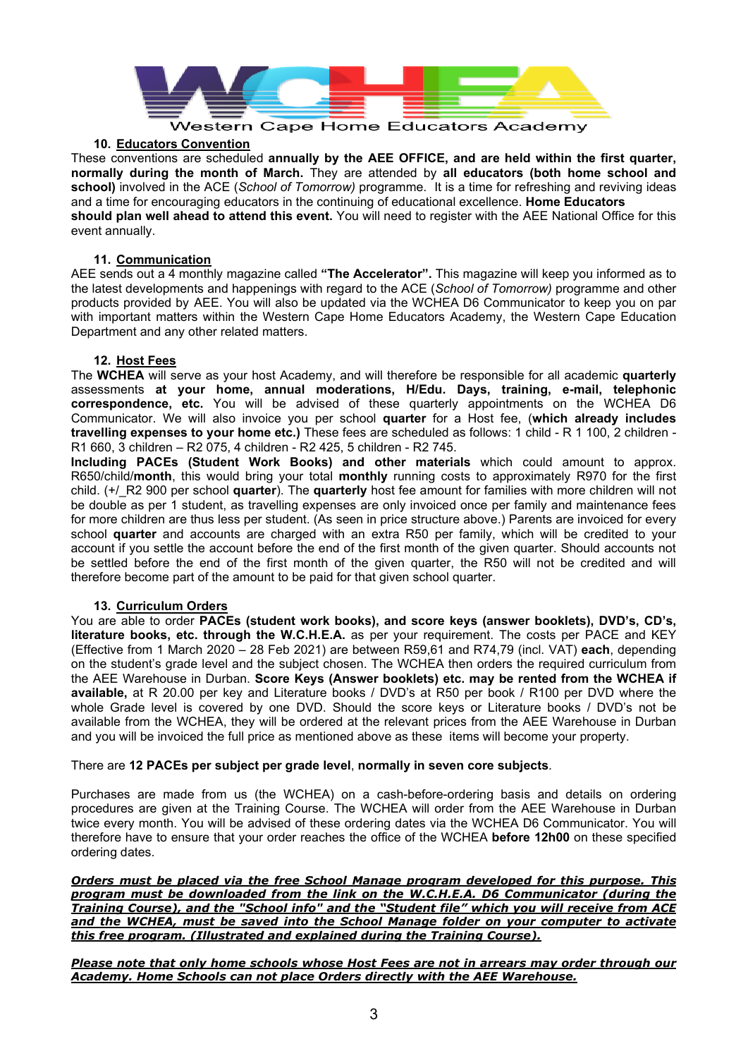Western Cape Home Educators Academy

10. **Educators Convention**

These conventions are scheduled **annually by the AEE OFFICE, and are held within the first quarter, normally during the month of March.** They are attended by **all educators (both home school and school)** involved in the ACE (*School of Tomorrow)* programme. It is a time for refreshing and reviving ideas and a time for encouraging educators in the continuing of educational excellence. **Home Educators should plan well ahead to attend this event.** You will need to register with the AEE National Office for this event annually.

11. **Communication**

AEE sends out a 4 monthly magazine called **"The Accelerator".** This magazine will keep you informed as to the latest developments and happenings with regard to the ACE (*School of Tomorrow)* programme and other products provided by AEE. You will also be updated via the WCHEA D6 Communicator to keep you on par with important matters within the Western Cape Home Educators Academy, the Western Cape Education Department and any other related matters.

12. **Host Fees**

The **WCHEA** will serve as your host Academy, and will therefore be responsible for all academic **quarterly** assessments **at your home, annual moderations, H/Edu. Days, training, e-mail, telephonic correspondence, etc.** You will be advised of these quarterly appointments on the WCHEA D6 Communicator. We will also invoice you per school **quarter** for a Host fee, (**which already includes travelling expenses to your home etc.)** These fees are scheduled as follows: 1 child - R 1 100, 2 children - R1 660, 3 children – R2 075, 4 children - R2 425, 5 children - R2 745.

**Including PACEs (Student Work Books) and other materials** which could amount to approx. R650/child/**month**, this would bring your total **monthly** running costs to approximately R970 for the first child. (+/_R2 900 per school **quarter**). The **quarterly** host fee amount for families with more children will not be double as per 1 student, as travelling expenses are only invoiced once per family and maintenance fees for more children are thus less per student. (As seen in price structure above.) Parents are invoiced for every school **quarter** and accounts are charged with an extra R50 per family, which will be credited to your account if you settle the account before the end of the first month of the given quarter. Should accounts not be settled before the end of the first month of the given quarter, the R50 will not be credited and will therefore become part of the amount to be paid for that given school quarter.

13. **Curriculum Orders**

You are able to order **PACEs (student work books), and score keys (answer booklets), DVD's, CD's, literature books, etc. through the W.C.H.E.A.** as per your requirement. The costs per PACE and KEY (Effective from 1 March 2020 – 28 Feb 2021) are between R59,61 and R74,79 (incl. VAT) **each**, depending on the student's grade level and the subject chosen. The WCHEA then orders the required curriculum from the AEE Warehouse in Durban. **Score Keys (Answer booklets) etc. may be rented from the WCHEA if available,** at R 20.00 per key and Literature books / DVD's at R50 per book / R100 per DVD where the whole Grade level is covered by one DVD. Should the score keys or Literature books / DVD's not be available from the WCHEA, they will be ordered at the relevant prices from the AEE Warehouse in Durban and you will be invoiced the full price as mentioned above as these items will become your property.

There are **12 PACEs per subject per grade level**, **normally in seven core subjects**.

Purchases are made from us (the WCHEA) on a cash-before-ordering basis and details on ordering procedures are given at the Training Course. The WCHEA will order from the AEE Warehouse in Durban twice every month. You will be advised of these ordering dates via the WCHEA D6 Communicator. You will therefore have to ensure that your order reaches the office of the WCHEA **before 12h00** on these specified ordering dates.

***<u>Orders must be placed via the free School Manage program developed for this purpose. This program must be downloaded from the link on the W.C.H.E.A. D6 Communicator (during the Training Course), and the "School info" and the "Student file" which you will receive from ACE and the WCHEA, must be saved into the School Manage folder on your computer to activate this free program. (Illustrated and explained during the Training Course).</u>***

***<u>Please note that only home schools whose Host Fees are not in arrears may order through our Academy. Home Schools can not place Orders directly with the AEE Warehouse.</u>***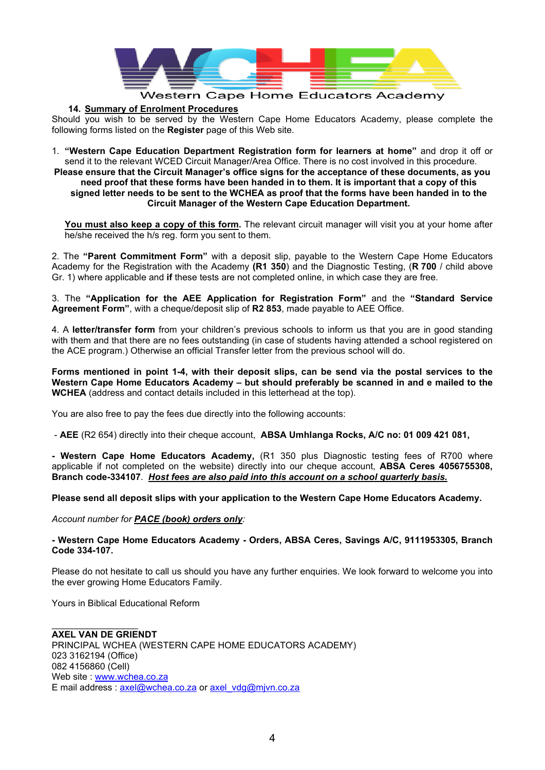Western Cape Home Educators Academy

### 14. Summary of Enrolment Procedures

Should you wish to be served by the Western Cape Home Educators Academy, please complete the following forms listed on the **Register** page of this Web site.

1. **"Western Cape Education Department Registration form for learners at home"** and drop it off or send it to the relevant WCED Circuit Manager/Area Office. There is no cost involved in this procedure.

**Please ensure that the Circuit Manager's office signs for the acceptance of these documents, as you need proof that these forms have been handed in to them. It is important that a copy of this signed letter needs to be sent to the WCHEA as proof that the forms have been handed in to the Circuit Manager of the Western Cape Education Department.**

**You must also keep a copy of this form.** The relevant circuit manager will visit you at your home after he/she received the h/s reg. form you sent to them.

2. The **"Parent Commitment Form"** with a deposit slip, payable to the Western Cape Home Educators Academy for the Registration with the Academy **(R1 350**) and the Diagnostic Testing, (**R 700** / child above Gr. 1) where applicable and **if** these tests are not completed online, in which case they are free.

3. The **"Application for the AEE Application for Registration Form"** and the **"Standard Service Agreement Form"**, with a cheque/deposit slip of **R2 853**, made payable to AEE Office.

4. A **letter/transfer form** from your children's previous schools to inform us that you are in good standing with them and that there are no fees outstanding (in case of students having attended a school registered on the ACE program.) Otherwise an official Transfer letter from the previous school will do.

**Forms mentioned in point 1-4, with their deposit slips, can be send via the postal services to the Western Cape Home Educators Academy – but should preferably be scanned in and e mailed to the WCHEA** (address and contact details included in this letterhead at the top).

You are also free to pay the fees due directly into the following accounts:

- **AEE** (R2 654) directly into their cheque account, **ABSA Umhlanga Rocks, A/C no: 01 009 421 081,**

- **Western Cape Home Educators Academy,** (R1 350 plus Diagnostic testing fees of R700 where applicable if not completed on the website) directly into our cheque account, **ABSA Ceres 4056755308, Branch code-334107**. ***Host fees are also paid into this account on a school quarterly basis.***

**Please send all deposit slips with your application to the Western Cape Home Educators Academy.**

*Account number for **PACE (book) orders only**:*

**- Western Cape Home Educators Academy - Orders, ABSA Ceres, Savings A/C, 9111953305, Branch Code 334-107.**

Please do not hesitate to call us should you have any further enquiries. We look forward to welcome you into the ever growing Home Educators Family.

Yours in Biblical Educational Reform

**AXEL VAN DE GRIENDT**
PRINCIPAL WCHEA (WESTERN CAPE HOME EDUCATORS ACADEMY)
023 3162194 (Office)
082 4156860 (Cell)
Web site : www.wchea.co.za
E mail address : axel@wchea.co.za or axel_vdg@mjvn.co.za